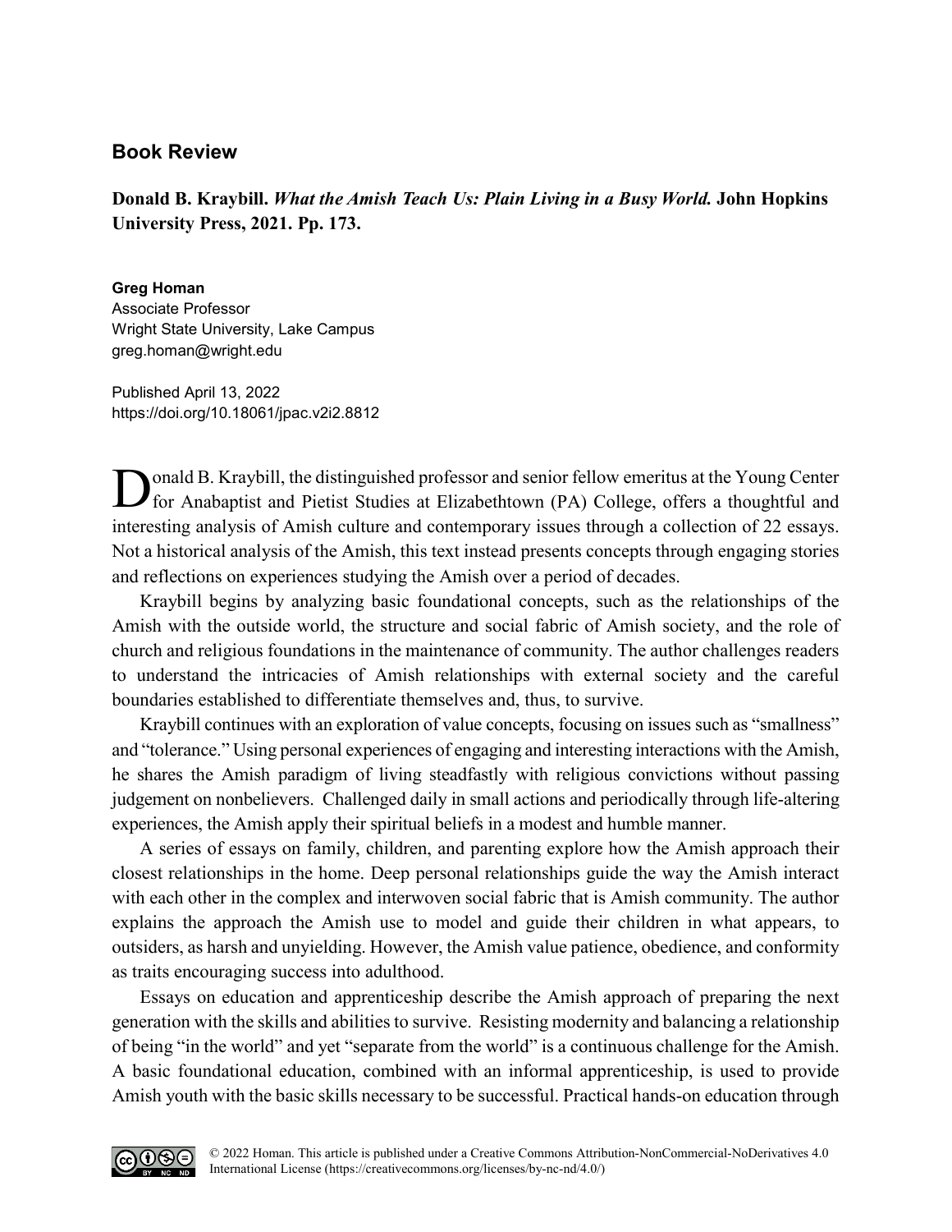## Book Review

**Donald B. Kraybill. *What the Amish Teach Us: Plain Living in a Busy World.* John Hopkins University Press, 2021. Pp. 173.**

**Greg Homan**
Associate Professor
Wright State University, Lake Campus
greg.homan@wright.edu

Published April 13, 2022
https://doi.org/10.18061/jpac.v2i2.8812

Donald B. Kraybill, the distinguished professor and senior fellow emeritus at the Young Center for Anabaptist and Pietist Studies at Elizabethtown (PA) College, offers a thoughtful and interesting analysis of Amish culture and contemporary issues through a collection of 22 essays. Not a historical analysis of the Amish, this text instead presents concepts through engaging stories and reflections on experiences studying the Amish over a period of decades.

Kraybill begins by analyzing basic foundational concepts, such as the relationships of the Amish with the outside world, the structure and social fabric of Amish society, and the role of church and religious foundations in the maintenance of community. The author challenges readers to understand the intricacies of Amish relationships with external society and the careful boundaries established to differentiate themselves and, thus, to survive.

Kraybill continues with an exploration of value concepts, focusing on issues such as "smallness" and "tolerance." Using personal experiences of engaging and interesting interactions with the Amish, he shares the Amish paradigm of living steadfastly with religious convictions without passing judgement on nonbelievers. Challenged daily in small actions and periodically through life-altering experiences, the Amish apply their spiritual beliefs in a modest and humble manner.

A series of essays on family, children, and parenting explore how the Amish approach their closest relationships in the home. Deep personal relationships guide the way the Amish interact with each other in the complex and interwoven social fabric that is Amish community. The author explains the approach the Amish use to model and guide their children in what appears, to outsiders, as harsh and unyielding. However, the Amish value patience, obedience, and conformity as traits encouraging success into adulthood.

Essays on education and apprenticeship describe the Amish approach of preparing the next generation with the skills and abilities to survive. Resisting modernity and balancing a relationship of being "in the world" and yet "separate from the world" is a continuous challenge for the Amish. A basic foundational education, combined with an informal apprenticeship, is used to provide Amish youth with the basic skills necessary to be successful. Practical hands-on education through

© 2022 Homan. This article is published under a Creative Commons Attribution-NonCommercial-NoDerivatives 4.0 International License (https://creativecommons.org/licenses/by-nc-nd/4.0/)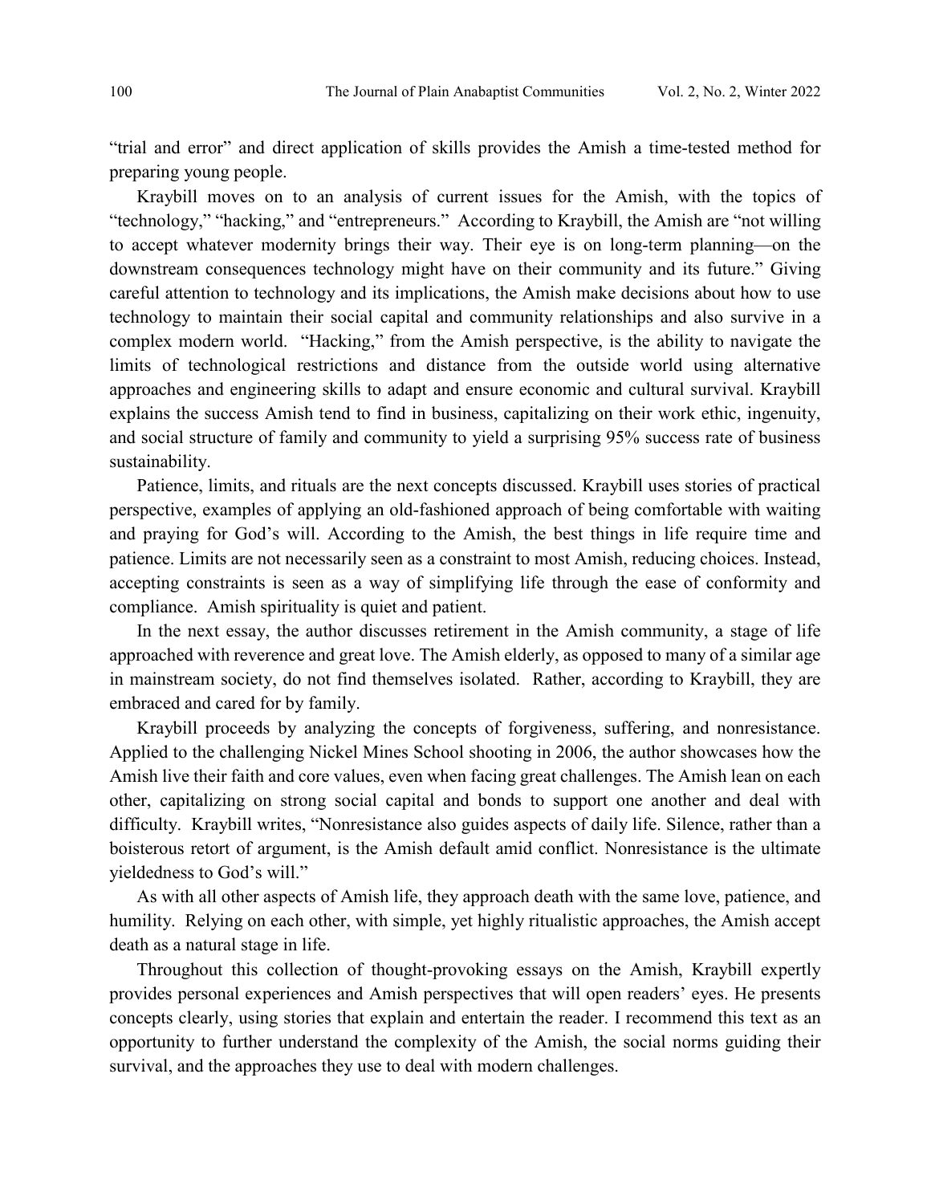"trial and error" and direct application of skills provides the Amish a time-tested method for preparing young people.

Kraybill moves on to an analysis of current issues for the Amish, with the topics of "technology," "hacking," and "entrepreneurs." According to Kraybill, the Amish are "not willing to accept whatever modernity brings their way. Their eye is on long-term planning—on the downstream consequences technology might have on their community and its future." Giving careful attention to technology and its implications, the Amish make decisions about how to use technology to maintain their social capital and community relationships and also survive in a complex modern world. "Hacking," from the Amish perspective, is the ability to navigate the limits of technological restrictions and distance from the outside world using alternative approaches and engineering skills to adapt and ensure economic and cultural survival. Kraybill explains the success Amish tend to find in business, capitalizing on their work ethic, ingenuity, and social structure of family and community to yield a surprising 95% success rate of business sustainability.

Patience, limits, and rituals are the next concepts discussed. Kraybill uses stories of practical perspective, examples of applying an old-fashioned approach of being comfortable with waiting and praying for God's will. According to the Amish, the best things in life require time and patience. Limits are not necessarily seen as a constraint to most Amish, reducing choices. Instead, accepting constraints is seen as a way of simplifying life through the ease of conformity and compliance. Amish spirituality is quiet and patient.

In the next essay, the author discusses retirement in the Amish community, a stage of life approached with reverence and great love. The Amish elderly, as opposed to many of a similar age in mainstream society, do not find themselves isolated. Rather, according to Kraybill, they are embraced and cared for by family.

Kraybill proceeds by analyzing the concepts of forgiveness, suffering, and nonresistance. Applied to the challenging Nickel Mines School shooting in 2006, the author showcases how the Amish live their faith and core values, even when facing great challenges. The Amish lean on each other, capitalizing on strong social capital and bonds to support one another and deal with difficulty. Kraybill writes, "Nonresistance also guides aspects of daily life. Silence, rather than a boisterous retort of argument, is the Amish default amid conflict. Nonresistance is the ultimate yieldedness to God's will."

As with all other aspects of Amish life, they approach death with the same love, patience, and humility. Relying on each other, with simple, yet highly ritualistic approaches, the Amish accept death as a natural stage in life.

Throughout this collection of thought-provoking essays on the Amish, Kraybill expertly provides personal experiences and Amish perspectives that will open readers' eyes. He presents concepts clearly, using stories that explain and entertain the reader. I recommend this text as an opportunity to further understand the complexity of the Amish, the social norms guiding their survival, and the approaches they use to deal with modern challenges.